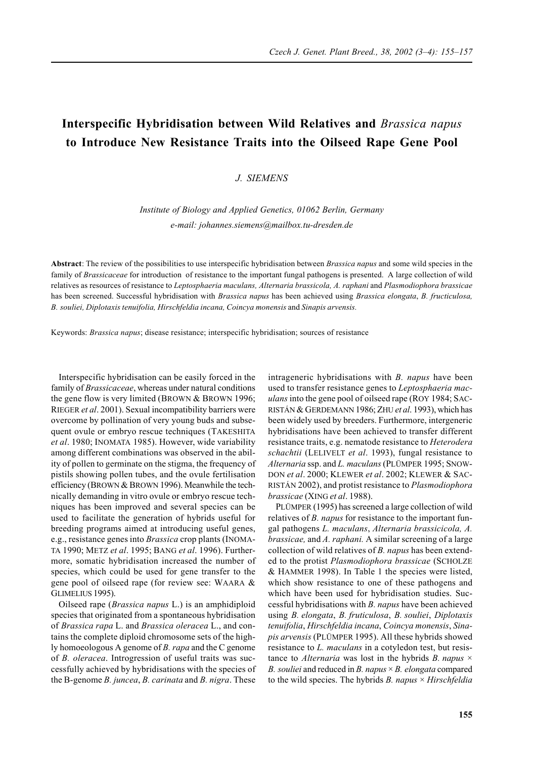# Interspecific Hybridisation between Wild Relatives and *Brassica napus* to Introduce New Resistance Traits into the Oilseed Rape Gene Pool

J. SIEMENS

*Institute of Biology and Applied Genetics, 01062 Berlin, Germany*
*e-mail: johannes.siemens@mailbox.tu-dresden.de*

**Abstract**: The review of the possibilities to use interspecific hybridisation between *Brassica napus* and some wild species in the family of *Brassicaceae* for introduction of resistance to the important fungal pathogens is presented. A large collection of wild relatives as resources of resistance to *Leptosphaeria maculans, Alternaria brassicola, A. raphani* and *Plasmodiophora brassicae* has been screened. Successful hybridisation with *Brassica napus* has been achieved using *Brassica elongata*, *B. fructiculosa, B. souliei, Diplotaxis tenuifolia, Hirschfeldia incana, Coincya monensis* and *Sinapis arvensis.*

Keywords: *Brassica napus*; disease resistance; interspecific hybridisation; sources of resistance

Interspecific hybridisation can be easily forced in the family of *Brassicaceae*, whereas under natural conditions the gene flow is very limited (BROWN & BROWN 1996; RIEGER *et al*. 2001). Sexual incompatibility barriers were overcome by pollination of very young buds and subsequent ovule or embryo rescue techniques (TAKESHITA *et al*. 1980; INOMATA 1985). However, wide variability among different combinations was observed in the ability of pollen to germinate on the stigma, the frequency of pistils showing pollen tubes, and the ovule fertilisation efficiency (BROWN & BROWN 1996). Meanwhile the technically demanding in vitro ovule or embryo rescue techniques has been improved and several species can be used to facilitate the generation of hybrids useful for breeding programs aimed at introducing useful genes, e.g., resistance genes into *Brassica* crop plants (INOMATA 1990; METZ *et al*. 1995; BANG *et al*. 1996). Furthermore, somatic hybridisation increased the number of species, which could be used for gene transfer to the gene pool of oilseed rape (for review see: WAARA & GLIMELIUS 1995).

Oilseed rape (*Brassica napus* L.) is an amphidiploid species that originated from a spontaneous hybridisation of *Brassica rapa* L. and *Brassica oleracea* L., and contains the complete diploid chromosome sets of the highly homoeologous A genome of *B. rapa* and the C genome of *B. oleracea*. Introgression of useful traits was successfully achieved by hybridisations with the species of the B-genome *B. juncea*, *B. carinata* and *B. nigra*. These intrageneric hybridisations with *B. napus* have been used to transfer resistance genes to *Leptosphaeria maculans* into the gene pool of oilseed rape (ROY 1984; SACRISTÁN & GERDEMANN 1986; ZHU *et al*. 1993), which has been widely used by breeders. Furthermore, intergeneric hybridisations have been achieved to transfer different resistance traits, e.g. nematode resistance to *Heterodera schachtii* (LELIVELT *et al*. 1993), fungal resistance to *Alternaria* ssp. and *L. maculans* (PLÜMPER 1995; SNOWDON *et al*. 2000; KLEWER *et al*. 2002; KLEWER & SACRISTÁN 2002), and protist resistance to *Plasmodiophora brassicae* (XING *et al*. 1988).

PLÜMPER (1995) has screened a large collection of wild relatives of *B. napus* for resistance to the important fungal pathogens *L. maculans*, *Alternaria brassicicola, A. brassicae,* and *A. raphani.* A similar screening of a large collection of wild relatives of *B. napus* has been extended to the protist *Plasmodiophora brassicae* (SCHOLZE & HAMMER 1998). In Table 1 the species were listed, which show resistance to one of these pathogens and which have been used for hybridisation studies. Successful hybridisations with *B. napus* have been achieved using *B. elongata*, *B. fruticulosa*, *B. souliei*, *Diplotaxis tenuifolia*, *Hirschfeldia incana*, *Coincya monensis*, *Sinapis arvensis* (PLÜMPER 1995). All these hybrids showed resistance to *L. maculans* in a cotyledon test, but resistance to *Alternaria* was lost in the hybrids *B. napus* × *B. souliei* and reduced in *B. napus* × *B. elongata* compared to the wild species. The hybrids *B. napus* × *Hirschfeldia*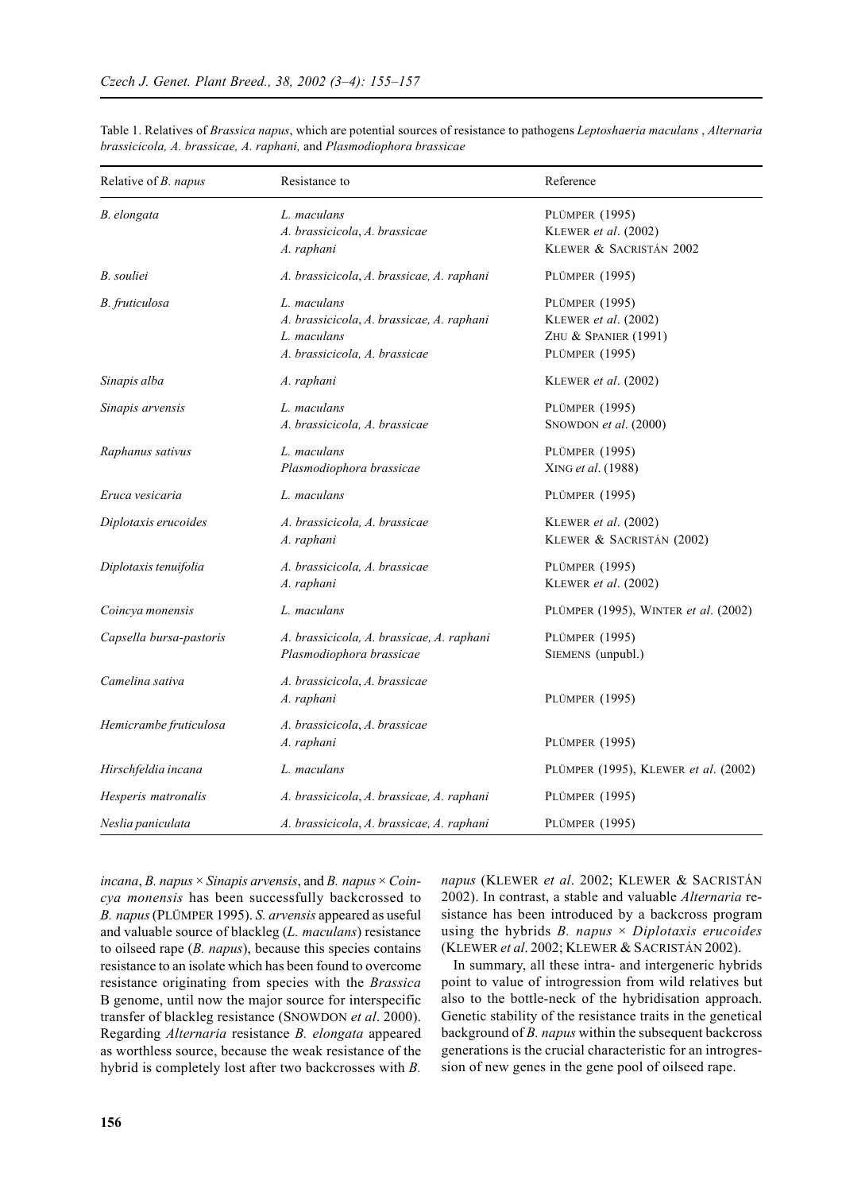Table 1. Relatives of *Brassica napus*, which are potential sources of resistance to pathogens *Leptoshaeria maculans* , *Alternaria brassicicola, A. brassicae, A. raphani,* and *Plasmodiophora brassicae*

| Relative of *B. napus* | Resistance to | Reference |
|---|---|---|
| *B. elongata* | *L. maculans* | PLÜMPER (1995) |
| | *A. brassicicola*, *A. brassicae* | KLEWER *et al*. (2002) |
| | *A. raphani* | KLEWER & SACRISTÁN 2002 |
| *B. souliei* | *A. brassicicola*, *A. brassicae, A. raphani* | PLÜMPER (1995) |
| *B. fruticulosa* | *L. maculans* | PLÜMPER (1995) |
| | *A. brassicicola*, *A. brassicae, A. raphani* | KLEWER *et al*. (2002) |
| | *L. maculans* | ZHU & SPANIER (1991) |
| | *A. brassicicola, A. brassicae* | PLÜMPER (1995) |
| *Sinapis alba* | *A. raphani* | KLEWER *et al*. (2002) |
| *Sinapis arvensis* | *L. maculans* | PLÜMPER (1995) |
| | *A. brassicicola, A. brassicae* | SNOWDON *et al*. (2000) |
| *Raphanus sativus* | *L. maculans* | PLÜMPER (1995) |
| | *Plasmodiophora brassicae* | XING *et al*. (1988) |
| *Eruca vesicaria* | *L. maculans* | PLÜMPER (1995) |
| *Diplotaxis erucoides* | *A. brassicicola, A. brassicae* | KLEWER *et al*. (2002) |
| | *A. raphani* | KLEWER & SACRISTÁN (2002) |
| *Diplotaxis tenuifolia* | *A. brassicicola, A. brassicae* | PLÜMPER (1995) |
| | *A. raphani* | KLEWER *et al*. (2002) |
| *Coincya monensis* | *L. maculans* | PLÜMPER (1995), WINTER *et al*. (2002) |
| *Capsella bursa-pastoris* | *A. brassicicola, A. brassicae, A. raphani* | PLÜMPER (1995) |
| | *Plasmodiophora brassicae* | SIEMENS (unpubl.) |
| *Camelina sativa* | *A. brassicicola*, *A. brassicae* | |
| | *A. raphani* | PLÜMPER (1995) |
| *Hemicrambe fruticulosa* | *A. brassicicola*, *A. brassicae* | |
| | *A. raphani* | PLÜMPER (1995) |
| *Hirschfeldia incana* | *L. maculans* | PLÜMPER (1995), KLEWER *et al*. (2002) |
| *Hesperis matronalis* | *A. brassicicola*, *A. brassicae, A. raphani* | PLÜMPER (1995) |
| *Neslia paniculata* | *A. brassicicola*, *A. brassicae, A. raphani* | PLÜMPER (1995) |

*incana*, *B. napus* × *Sinapis arvensis*, and *B. napus* × *Coincya monensis* has been successfully backcrossed to *B. napus* (PLÜMPER 1995). *S. arvensis* appeared as useful and valuable source of blackleg (*L. maculans*) resistance to oilseed rape (*B. napus*), because this species contains resistance to an isolate which has been found to overcome resistance originating from species with the *Brassica* B genome, until now the major source for interspecific transfer of blackleg resistance (SNOWDON *et al*. 2000). Regarding *Alternaria* resistance *B. elongata* appeared as worthless source, because the weak resistance of the hybrid is completely lost after two backcrosses with *B. napus* (KLEWER *et al*. 2002; KLEWER & SACRISTÁN 2002). In contrast, a stable and valuable *Alternaria* resistance has been introduced by a backcross program using the hybrids *B. napus* × *Diplotaxis erucoides* (KLEWER *et al*. 2002; KLEWER & SACRISTÁN 2002).

In summary, all these intra- and intergeneric hybrids point to value of introgression from wild relatives but also to the bottle-neck of the hybridisation approach. Genetic stability of the resistance traits in the genetical background of *B. napus* within the subsequent backcross generations is the crucial characteristic for an introgression of new genes in the gene pool of oilseed rape.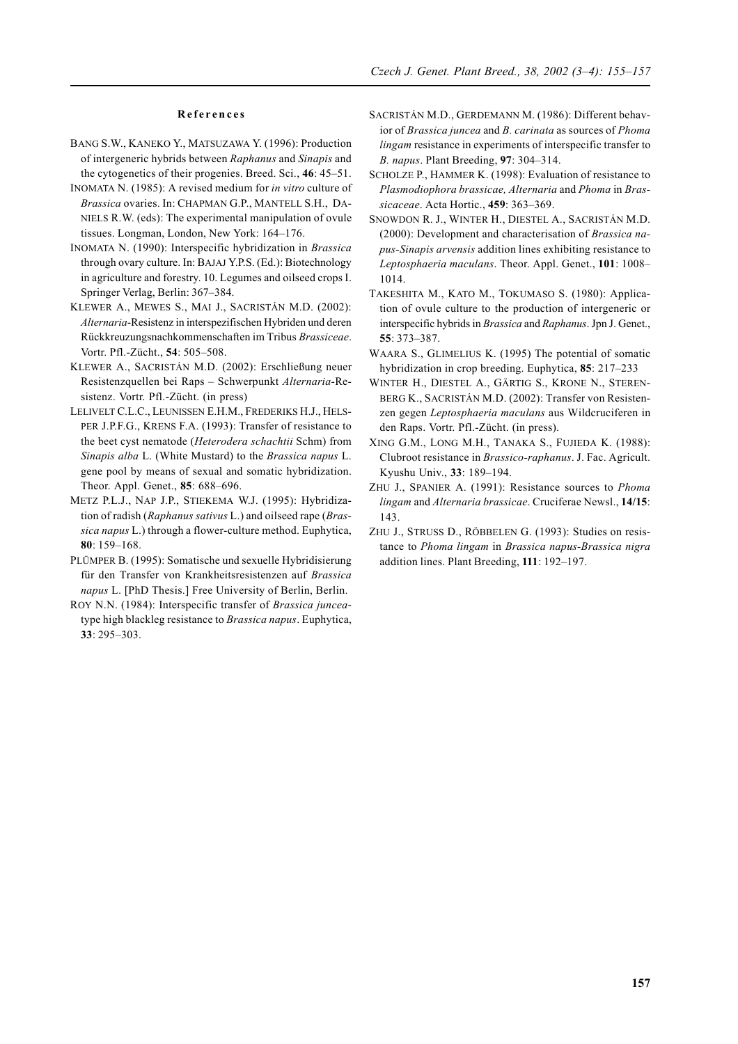## References

BANG S.W., KANEKO Y., MATSUZAWA Y. (1996): Production of intergeneric hybrids between *Raphanus* and *Sinapis* and the cytogenetics of their progenies. Breed. Sci., **46**: 45–51.

INOMATA N. (1985): A revised medium for *in vitro* culture of *Brassica* ovaries. In: CHAPMAN G.P., MANTELL S.H., DANIELS R.W. (eds): The experimental manipulation of ovule tissues. Longman, London, New York: 164–176.

INOMATA N. (1990): Interspecific hybridization in *Brassica* through ovary culture. In: BAJAJ Y.P.S. (Ed.): Biotechnology in agriculture and forestry. 10. Legumes and oilseed crops I. Springer Verlag, Berlin: 367–384.

KLEWER A., MEWES S., MAI J., SACRISTÁN M.D. (2002): *Alternaria*-Resistenz in interspezifischen Hybriden und deren Rückkreuzungsnachkommenschaften im Tribus *Brassiceae*. Vortr. Pfl.-Zücht., **54**: 505–508.

KLEWER A., SACRISTÁN M.D. (2002): Erschließung neuer Resistenzquellen bei Raps – Schwerpunkt *Alternaria*-Resistenz. Vortr. Pfl.-Zücht. (in press)

LELIVELT C.L.C., LEUNISSEN E.H.M., FREDERIKS H.J., HELSPER J.P.F.G., KRENS F.A. (1993): Transfer of resistance to the beet cyst nematode (*Heterodera schachtii* Schm) from *Sinapis alba* L. (White Mustard) to the *Brassica napus* L. gene pool by means of sexual and somatic hybridization. Theor. Appl. Genet., **85**: 688–696.

METZ P.L.J., NAP J.P., STIEKEMA W.J. (1995): Hybridization of radish (*Raphanus sativus* L.) and oilseed rape (*Brassica napus* L.) through a flower-culture method. Euphytica, **80**: 159–168.

PLÜMPER B. (1995): Somatische und sexuelle Hybridisierung für den Transfer von Krankheitsresistenzen auf *Brassica napus* L. [PhD Thesis.] Free University of Berlin, Berlin.

ROY N.N. (1984): Interspecific transfer of *Brassica juncea*-type high blackleg resistance to *Brassica napus*. Euphytica, **33**: 295–303.

SACRISTÁN M.D., GERDEMANN M. (1986): Different behavior of *Brassica juncea* and *B. carinata* as sources of *Phoma lingam* resistance in experiments of interspecific transfer to *B. napus*. Plant Breeding, **97**: 304–314.

SCHOLZE P., HAMMER K. (1998): Evaluation of resistance to *Plasmodiophora brassicae, Alternaria* and *Phoma* in *Brassicaceae*. Acta Hortic., **459**: 363–369.

SNOWDON R. J., WINTER H., DIESTEL A., SACRISTÁN M.D. (2000): Development and characterisation of *Brassica napus-Sinapis arvensis* addition lines exhibiting resistance to *Leptosphaeria maculans*. Theor. Appl. Genet., **101**: 1008–1014.

TAKESHITA M., KATO M., TOKUMASO S. (1980): Application of ovule culture to the production of intergeneric or interspecific hybrids in *Brassica* and *Raphanus*. Jpn J. Genet., **55**: 373–387.

WAARA S., GLIMELIUS K. (1995) The potential of somatic hybridization in crop breeding. Euphytica, **85**: 217–233

WINTER H., DIESTEL A., GÄRTIG S., KRONE N., STERENBERG K., SACRISTÁN M.D. (2002): Transfer von Resistenzen gegen *Leptosphaeria maculans* aus Wildcruciferen in den Raps. Vortr. Pfl.-Zücht. (in press).

XING G.M., LONG M.H., TANAKA S., FUJIEDA K. (1988): Clubroot resistance in *Brassico-raphanus*. J. Fac. Agricult. Kyushu Univ., **33**: 189–194.

ZHU J., SPANIER A. (1991): Resistance sources to *Phoma lingam* and *Alternaria brassicae*. Cruciferae Newsl., **14/15**: 143.

ZHU J., STRUSS D., RÖBBELEN G. (1993): Studies on resistance to *Phoma lingam* in *Brassica napus-Brassica nigra* addition lines. Plant Breeding, **111**: 192–197.